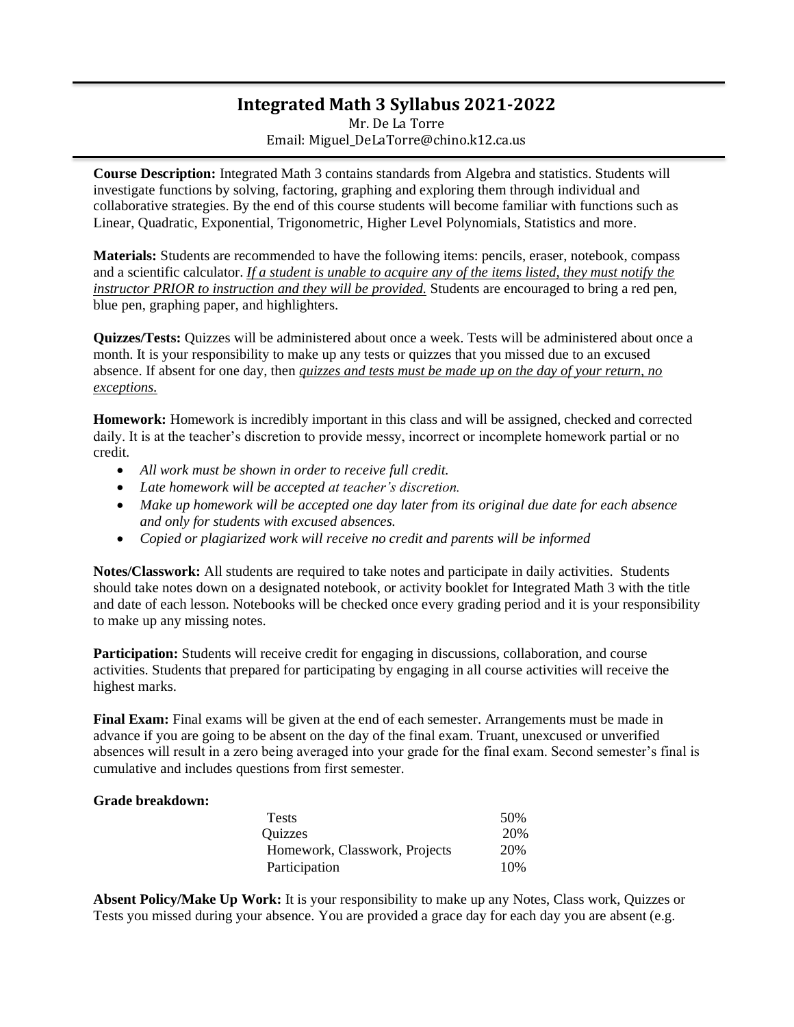# Integrated Math 3 Syllabus 2021-2022

Mr. De La Torre
Email: Miguel_DeLaTorre@chino.k12.ca.us

**Course Description:** Integrated Math 3 contains standards from Algebra and statistics. Students will investigate functions by solving, factoring, graphing and exploring them through individual and collaborative strategies. By the end of this course students will become familiar with functions such as Linear, Quadratic, Exponential, Trigonometric, Higher Level Polynomials, Statistics and more.

**Materials:** Students are recommended to have the following items: pencils, eraser, notebook, compass and a scientific calculator. ***If a student is unable to acquire any of the items listed, they must notify the instructor PRIOR to instruction and they will be provided.*** Students are encouraged to bring a red pen, blue pen, graphing paper, and highlighters.

**Quizzes/Tests:** Quizzes will be administered about once a week. Tests will be administered about once a month. It is your responsibility to make up any tests or quizzes that you missed due to an excused absence. If absent for one day, then *quizzes and tests must be made up on the day of your return, no exceptions.*

**Homework:** Homework is incredibly important in this class and will be assigned, checked and corrected daily. It is at the teacher's discretion to provide messy, incorrect or incomplete homework partial or no credit.

- *All work must be shown in order to receive full credit.*
- *Late homework will be accepted at teacher's discretion.*
- *Make up homework will be accepted one day later from its original due date for each absence and only for students with excused absences.*
- *Copied or plagiarized work will receive no credit and parents will be informed*

**Notes/Classwork:** All students are required to take notes and participate in daily activities. Students should take notes down on a designated notebook, or activity booklet for Integrated Math 3 with the title and date of each lesson. Notebooks will be checked once every grading period and it is your responsibility to make up any missing notes.

**Participation:** Students will receive credit for engaging in discussions, collaboration, and course activities. Students that prepared for participating by engaging in all course activities will receive the highest marks.

**Final Exam:** Final exams will be given at the end of each semester. Arrangements must be made in advance if you are going to be absent on the day of the final exam. Truant, unexcused or unverified absences will result in a zero being averaged into your grade for the final exam. Second semester's final is cumulative and includes questions from first semester.

**Grade breakdown:**

| Category | Weight |
|---|---|
| Tests | 50% |
| Quizzes | 20% |
| Homework, Classwork, Projects | 20% |
| Participation | 10% |

**Absent Policy/Make Up Work:** It is your responsibility to make up any Notes, Class work, Quizzes or Tests you missed during your absence. You are provided a grace day for each day you are absent (e.g.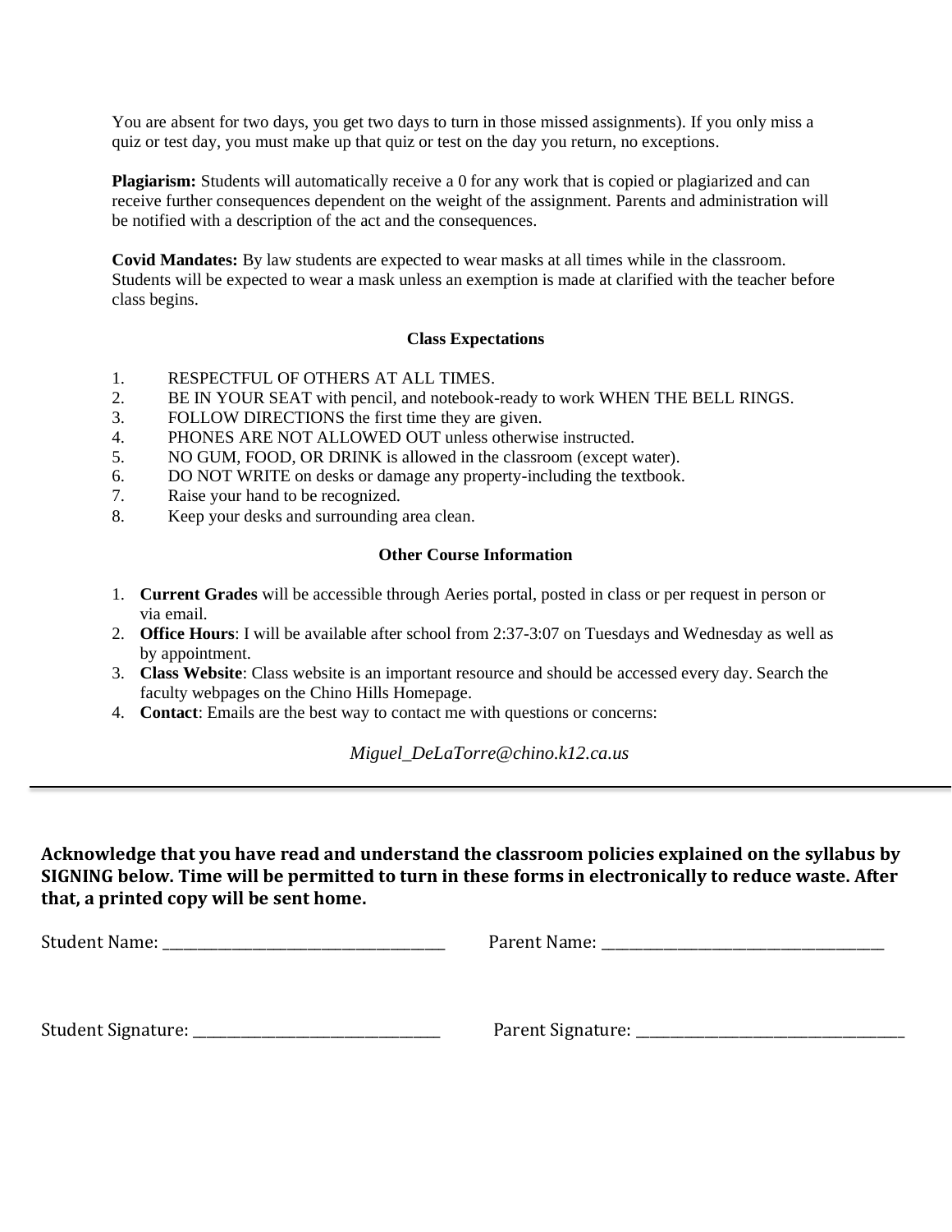You are absent for two days, you get two days to turn in those missed assignments). If you only miss a quiz or test day, you must make up that quiz or test on the day you return, no exceptions.

**Plagiarism:** Students will automatically receive a 0 for any work that is copied or plagiarized and can receive further consequences dependent on the weight of the assignment. Parents and administration will be notified with a description of the act and the consequences.

**Covid Mandates:** By law students are expected to wear masks at all times while in the classroom. Students will be expected to wear a mask unless an exemption is made at clarified with the teacher before class begins.

### Class Expectations

1. RESPECTFUL OF OTHERS AT ALL TIMES.
2. BE IN YOUR SEAT with pencil, and notebook-ready to work WHEN THE BELL RINGS.
3. FOLLOW DIRECTIONS the first time they are given.
4. PHONES ARE NOT ALLOWED OUT unless otherwise instructed.
5. NO GUM, FOOD, OR DRINK is allowed in the classroom (except water).
6. DO NOT WRITE on desks or damage any property-including the textbook.
7. Raise your hand to be recognized.
8. Keep your desks and surrounding area clean.

### Other Course Information

1. **Current Grades** will be accessible through Aeries portal, posted in class or per request in person or via email.
2. **Office Hours**: I will be available after school from 2:37-3:07 on Tuesdays and Wednesday as well as by appointment.
3. **Class Website**: Class website is an important resource and should be accessed every day. Search the faculty webpages on the Chino Hills Homepage.
4. **Contact**: Emails are the best way to contact me with questions or concerns:

*Miguel_DeLaTorre@chino.k12.ca.us*

---

**Acknowledge that you have read and understand the classroom policies explained on the syllabus by SIGNING below. Time will be permitted to turn in these forms in electronically to reduce waste. After that, a printed copy will be sent home.**

Student Name: ___________________________________ Parent Name: ___________________________________

Student Signature: ________________________________ Parent Signature: __________________________________